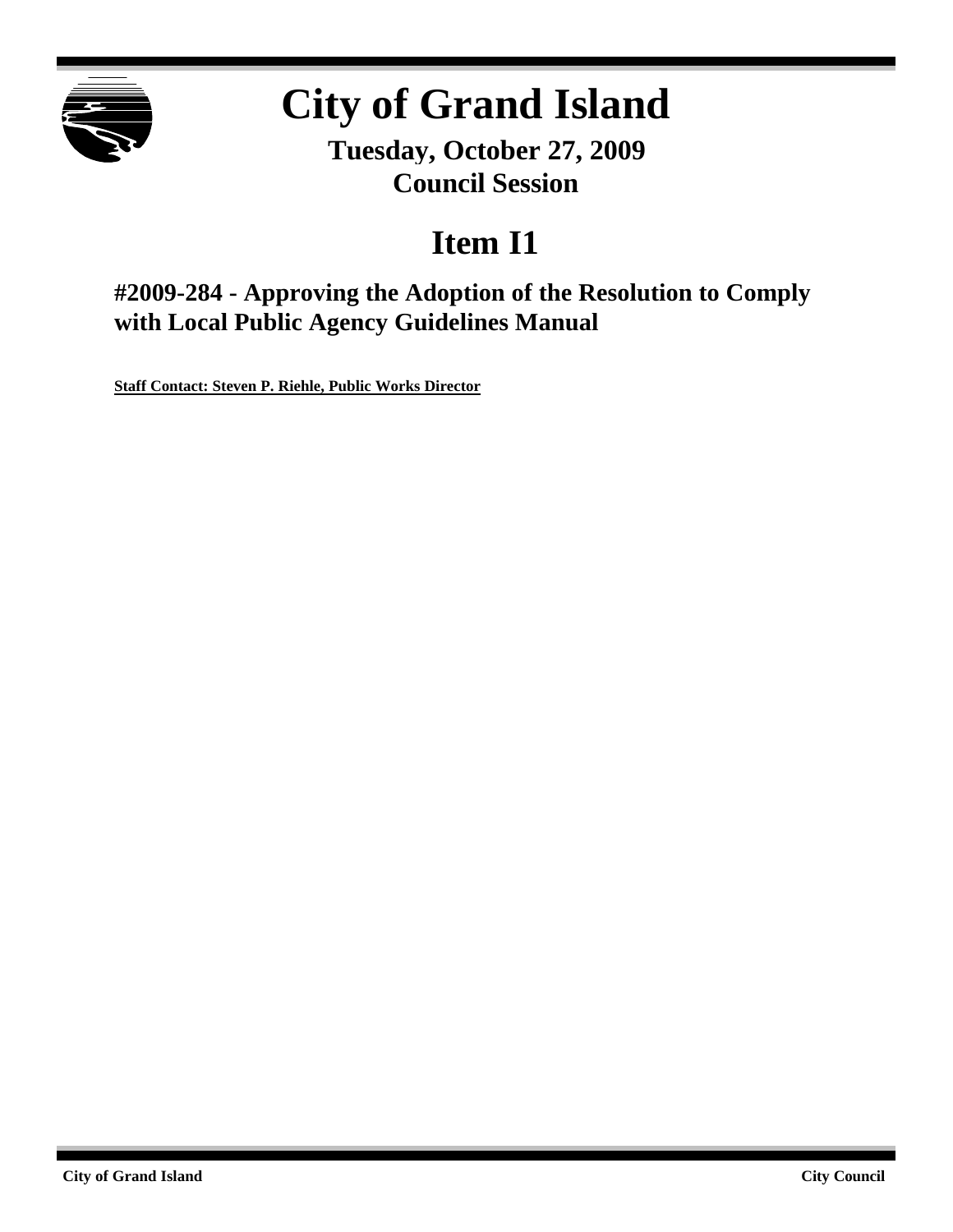# City of Grand Island

**Tuesday, October 27, 2009**
**Council Session**

## Item I1

### #2009-284 - Approving the Adoption of the Resolution to Comply with Local Public Agency Guidelines Manual

**Staff Contact: Steven P. Riehle, Public Works Director**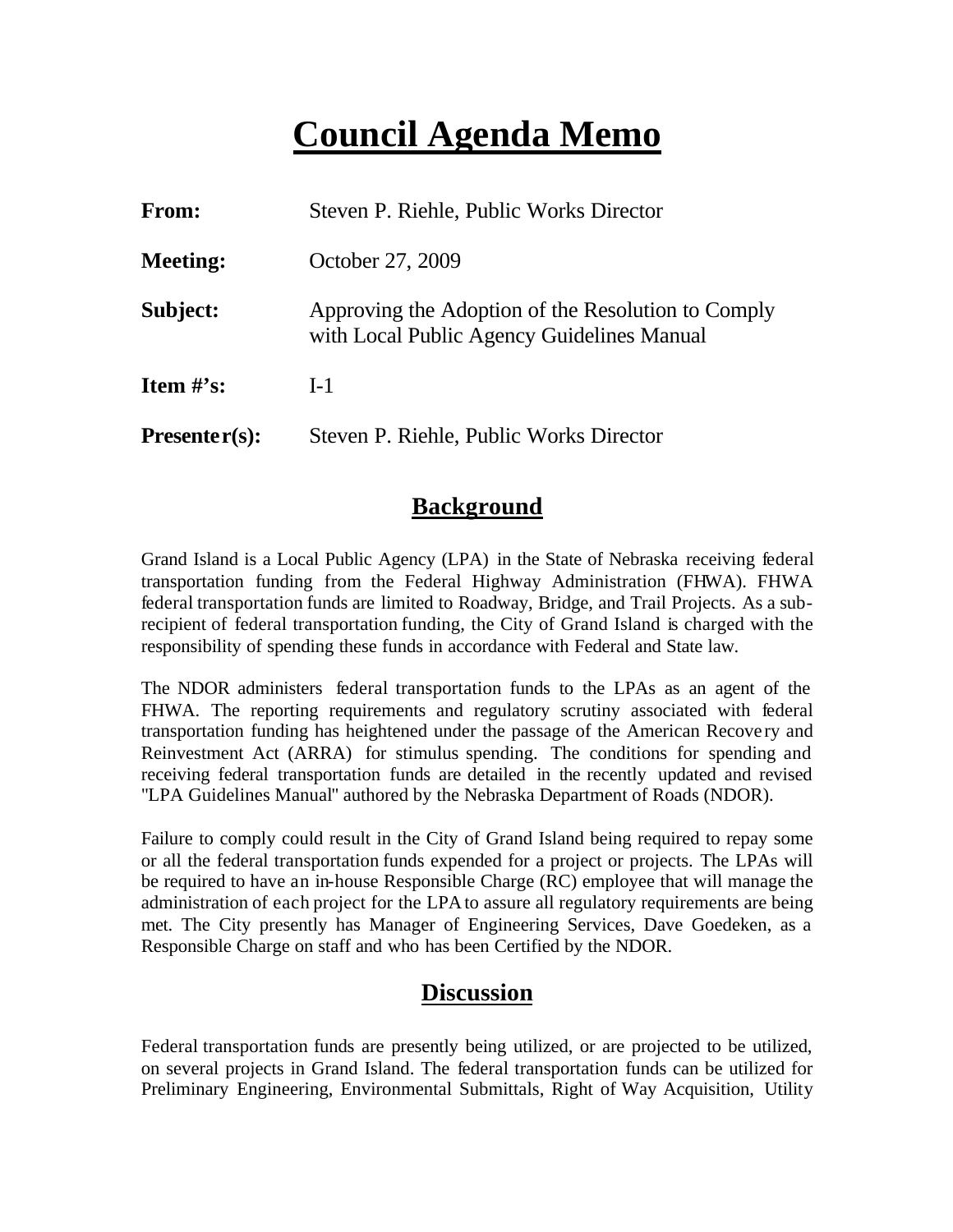# Council Agenda Memo

| | |
|---|---|
| **From:** | Steven P. Riehle, Public Works Director |
| **Meeting:** | October 27, 2009 |
| **Subject:** | Approving the Adoption of the Resolution to Comply with Local Public Agency Guidelines Manual |
| **Item #'s:** | I-1 |
| **Presenter(s):** | Steven P. Riehle, Public Works Director |

## Background

Grand Island is a Local Public Agency (LPA) in the State of Nebraska receiving federal transportation funding from the Federal Highway Administration (FHWA). FHWA federal transportation funds are limited to Roadway, Bridge, and Trail Projects. As a sub-recipient of federal transportation funding, the City of Grand Island is charged with the responsibility of spending these funds in accordance with Federal and State law.

The NDOR administers federal transportation funds to the LPAs as an agent of the FHWA. The reporting requirements and regulatory scrutiny associated with federal transportation funding has heightened under the passage of the American Recovery and Reinvestment Act (ARRA) for stimulus spending. The conditions for spending and receiving federal transportation funds are detailed in the recently updated and revised "LPA Guidelines Manual" authored by the Nebraska Department of Roads (NDOR).

Failure to comply could result in the City of Grand Island being required to repay some or all the federal transportation funds expended for a project or projects. The LPAs will be required to have an in-house Responsible Charge (RC) employee that will manage the administration of each project for the LPA to assure all regulatory requirements are being met. The City presently has Manager of Engineering Services, Dave Goedeken, as a Responsible Charge on staff and who has been Certified by the NDOR.

## Discussion

Federal transportation funds are presently being utilized, or are projected to be utilized, on several projects in Grand Island. The federal transportation funds can be utilized for Preliminary Engineering, Environmental Submittals, Right of Way Acquisition, Utility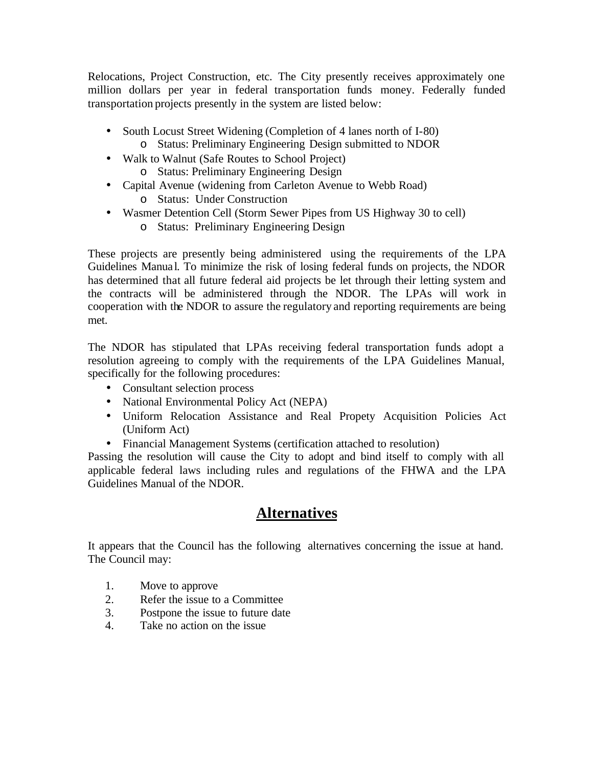Relocations, Project Construction, etc. The City presently receives approximately one million dollars per year in federal transportation funds money. Federally funded transportation projects presently in the system are listed below:

- South Locust Street Widening (Completion of 4 lanes north of I-80)
  - Status: Preliminary Engineering Design submitted to NDOR
- Walk to Walnut (Safe Routes to School Project)
  - Status: Preliminary Engineering Design
- Capital Avenue (widening from Carleton Avenue to Webb Road)
  - Status: Under Construction
- Wasmer Detention Cell (Storm Sewer Pipes from US Highway 30 to cell)
  - Status: Preliminary Engineering Design

These projects are presently being administered using the requirements of the LPA Guidelines Manual. To minimize the risk of losing federal funds on projects, the NDOR has determined that all future federal aid projects be let through their letting system and the contracts will be administered through the NDOR. The LPAs will work in cooperation with the NDOR to assure the regulatory and reporting requirements are being met.

The NDOR has stipulated that LPAs receiving federal transportation funds adopt a resolution agreeing to comply with the requirements of the LPA Guidelines Manual, specifically for the following procedures:

- Consultant selection process
- National Environmental Policy Act (NEPA)
- Uniform Relocation Assistance and Real Propety Acquisition Policies Act (Uniform Act)
- Financial Management Systems (certification attached to resolution)

Passing the resolution will cause the City to adopt and bind itself to comply with all applicable federal laws including rules and regulations of the FHWA and the LPA Guidelines Manual of the NDOR.

## Alternatives

It appears that the Council has the following alternatives concerning the issue at hand. The Council may:

1. Move to approve
2. Refer the issue to a Committee
3. Postpone the issue to future date
4. Take no action on the issue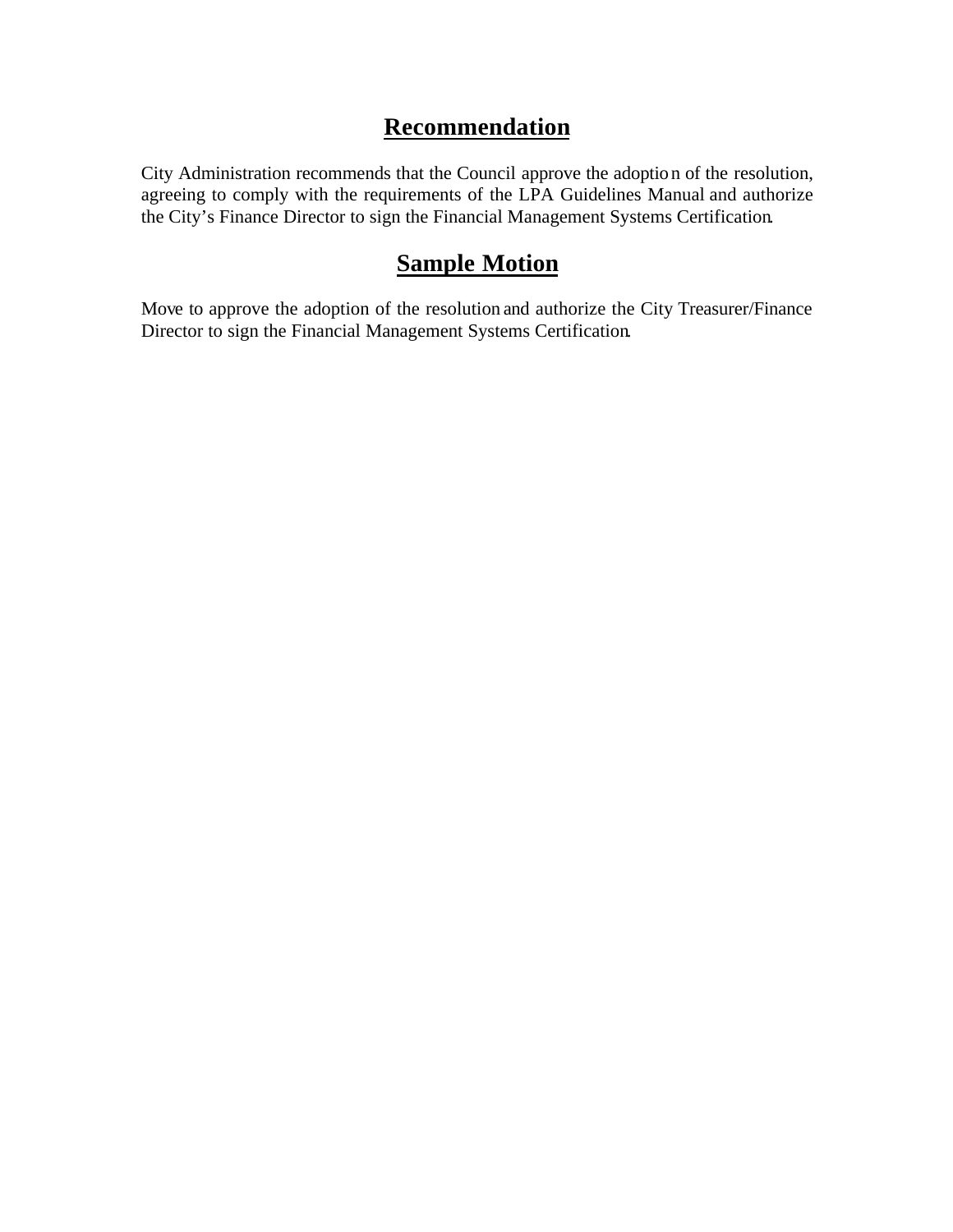## Recommendation

City Administration recommends that the Council approve the adoption of the resolution, agreeing to comply with the requirements of the LPA Guidelines Manual and authorize the City's Finance Director to sign the Financial Management Systems Certification.

## Sample Motion

Move to approve the adoption of the resolution and authorize the City Treasurer/Finance Director to sign the Financial Management Systems Certification.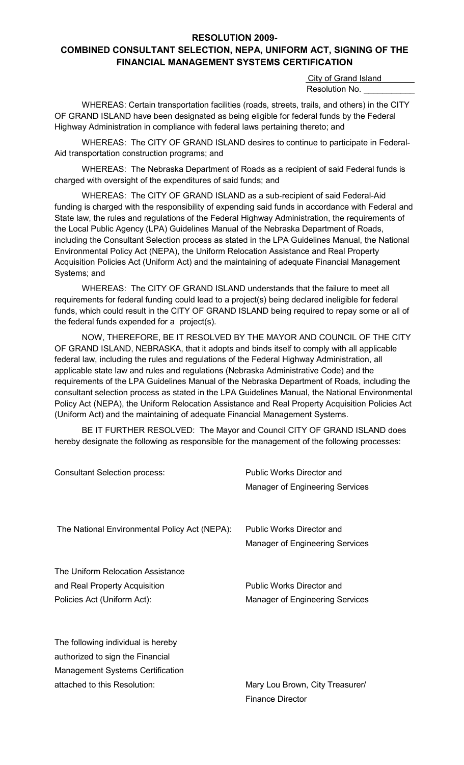**RESOLUTION 2009-**

**COMBINED CONSULTANT SELECTION, NEPA, UNIFORM ACT, SIGNING OF THE FINANCIAL MANAGEMENT SYSTEMS CERTIFICATION**

City of Grand Island
Resolution No. ___________

WHEREAS: Certain transportation facilities (roads, streets, trails, and others) in the CITY OF GRAND ISLAND have been designated as being eligible for federal funds by the Federal Highway Administration in compliance with federal laws pertaining thereto; and

WHEREAS: The CITY OF GRAND ISLAND desires to continue to participate in Federal-Aid transportation construction programs; and

WHEREAS: The Nebraska Department of Roads as a recipient of said Federal funds is charged with oversight of the expenditures of said funds; and

WHEREAS: The CITY OF GRAND ISLAND as a sub-recipient of said Federal-Aid funding is charged with the responsibility of expending said funds in accordance with Federal and State law, the rules and regulations of the Federal Highway Administration, the requirements of the Local Public Agency (LPA) Guidelines Manual of the Nebraska Department of Roads, including the Consultant Selection process as stated in the LPA Guidelines Manual, the National Environmental Policy Act (NEPA), the Uniform Relocation Assistance and Real Property Acquisition Policies Act (Uniform Act) and the maintaining of adequate Financial Management Systems; and

WHEREAS: The CITY OF GRAND ISLAND understands that the failure to meet all requirements for federal funding could lead to a project(s) being declared ineligible for federal funds, which could result in the CITY OF GRAND ISLAND being required to repay some or all of the federal funds expended for a project(s).

NOW, THEREFORE, BE IT RESOLVED BY THE MAYOR AND COUNCIL OF THE CITY OF GRAND ISLAND, NEBRASKA, that it adopts and binds itself to comply with all applicable federal law, including the rules and regulations of the Federal Highway Administration, all applicable state law and rules and regulations (Nebraska Administrative Code) and the requirements of the LPA Guidelines Manual of the Nebraska Department of Roads, including the consultant selection process as stated in the LPA Guidelines Manual, the National Environmental Policy Act (NEPA), the Uniform Relocation Assistance and Real Property Acquisition Policies Act (Uniform Act) and the maintaining of adequate Financial Management Systems.

BE IT FURTHER RESOLVED: The Mayor and Council CITY OF GRAND ISLAND does hereby designate the following as responsible for the management of the following processes:

| | |
|---|---|
| Consultant Selection process: | Public Works Director and Manager of Engineering Services |
| The National Environmental Policy Act (NEPA): | Public Works Director and Manager of Engineering Services |
| The Uniform Relocation Assistance and Real Property Acquisition Policies Act (Uniform Act): | Public Works Director and Manager of Engineering Services |
| The following individual is hereby authorized to sign the Financial Management Systems Certification attached to this Resolution: | Mary Lou Brown, City Treasurer/ Finance Director |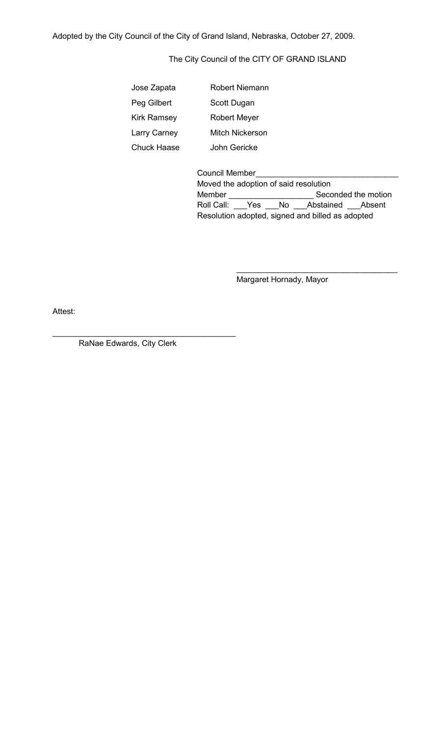Adopted by the City Council of the City of Grand Island, Nebraska, October 27, 2009.

The City Council of the CITY OF GRAND ISLAND

| | |
|---|---|
| Jose Zapata | Robert Niemann |
| Peg Gilbert | Scott Dugan |
| Kirk Ramsey | Robert Meyer |
| Larry Carney | Mitch Nickerson |
| Chuck Haase | John Gericke |

Council Member________________________________
Moved the adoption of said resolution
Member ___________________ Seconded the motion
Roll Call: ___Yes ___No ___Abstained ___Absent
Resolution adopted, signed and billed as adopted

____________________________________
Margaret Hornady, Mayor

Attest:

__________________________________________
RaNae Edwards, City Clerk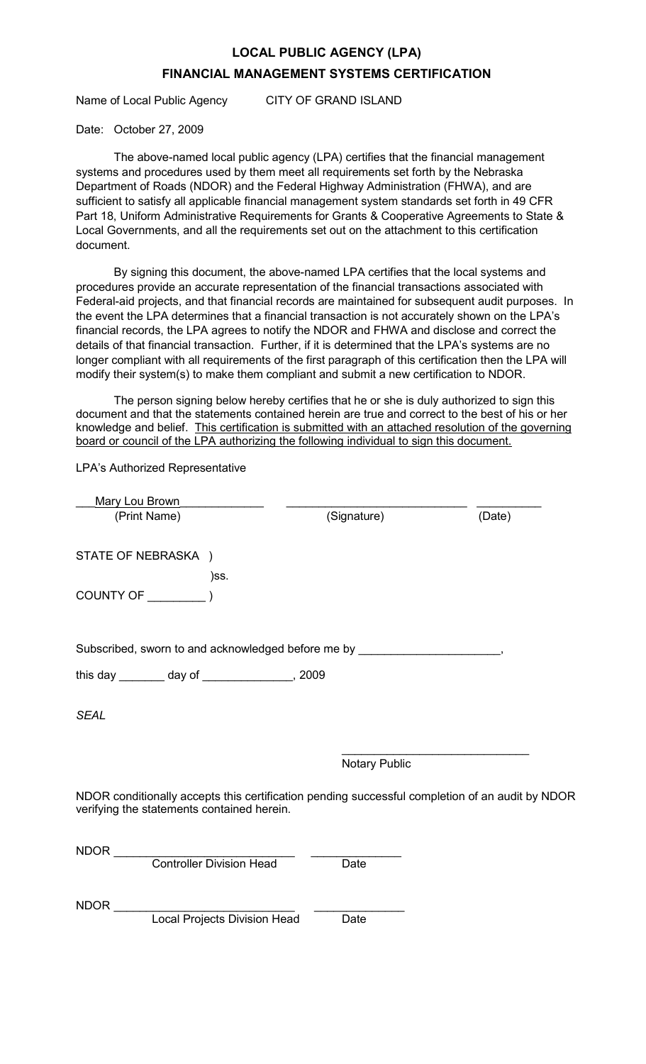# LOCAL PUBLIC AGENCY (LPA)

## FINANCIAL MANAGEMENT SYSTEMS CERTIFICATION

Name of Local Public Agency CITY OF GRAND ISLAND

Date: October 27, 2009

The above-named local public agency (LPA) certifies that the financial management systems and procedures used by them meet all requirements set forth by the Nebraska Department of Roads (NDOR) and the Federal Highway Administration (FHWA), and are sufficient to satisfy all applicable financial management system standards set forth in 49 CFR Part 18, Uniform Administrative Requirements for Grants & Cooperative Agreements to State & Local Governments, and all the requirements set out on the attachment to this certification document.

By signing this document, the above-named LPA certifies that the local systems and procedures provide an accurate representation of the financial transactions associated with Federal-aid projects, and that financial records are maintained for subsequent audit purposes. In the event the LPA determines that a financial transaction is not accurately shown on the LPA's financial records, the LPA agrees to notify the NDOR and FHWA and disclose and correct the details of that financial transaction. Further, if it is determined that the LPA's systems are no longer compliant with all requirements of the first paragraph of this certification then the LPA will modify their system(s) to make them compliant and submit a new certification to NDOR.

The person signing below hereby certifies that he or she is duly authorized to sign this document and that the statements contained herein are true and correct to the best of his or her knowledge and belief. This certification is submitted with an attached resolution of the governing board or council of the LPA authorizing the following individual to sign this document.

LPA's Authorized Representative

___Mary Lou Brown_____________ ____________________________ __________

(Print Name) (Signature) (Date)

STATE OF NEBRASKA )

)ss.

COUNTY OF _________ )

Subscribed, sworn to and acknowledged before me by ______________________,

this day _______ day of ______________, 2009

*SEAL*

_____________________________

Notary Public

NDOR conditionally accepts this certification pending successful completion of an audit by NDOR verifying the statements contained herein.

NDOR ____________________________ ______________

Controller Division Head Date

NDOR ____________________________ ______________

Local Projects Division Head Date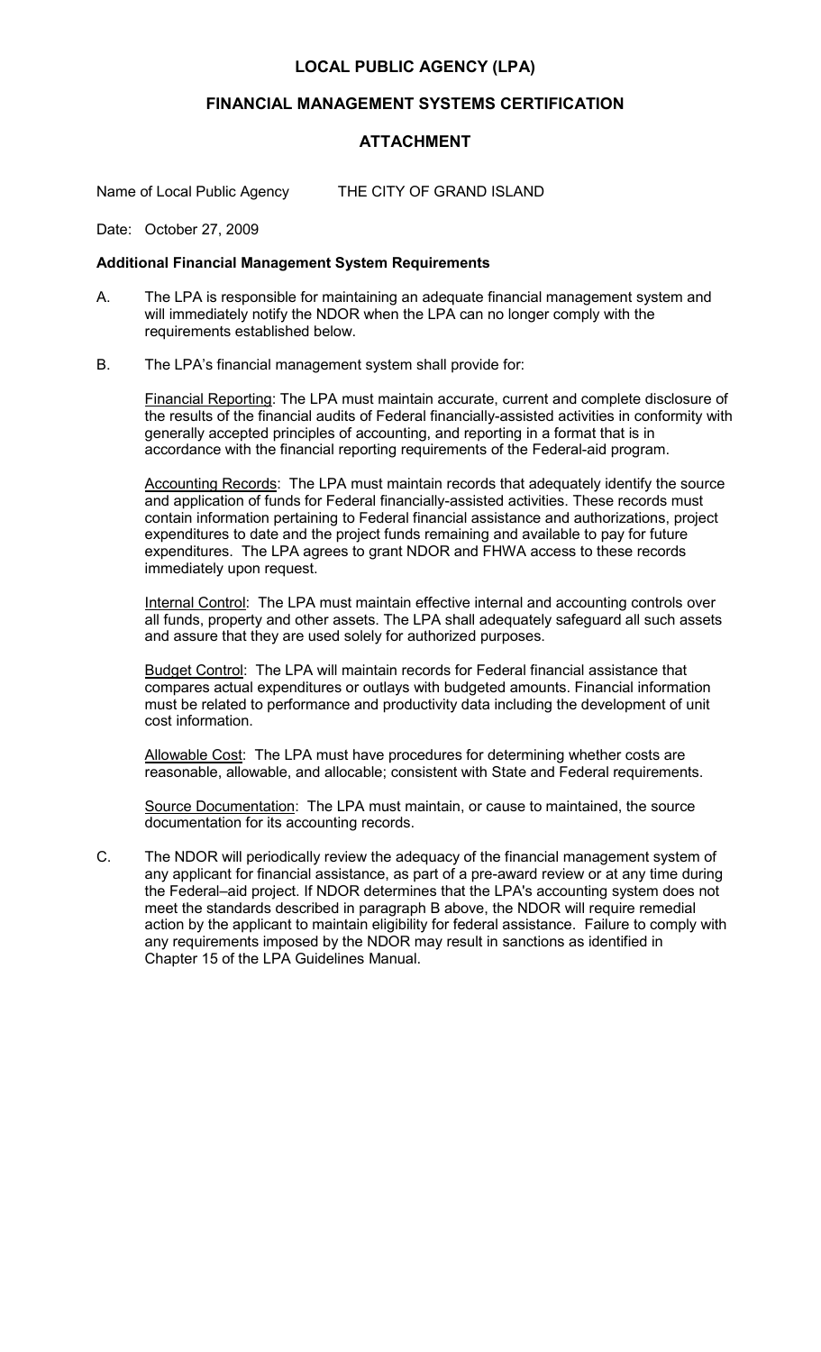# LOCAL PUBLIC AGENCY (LPA)

## FINANCIAL MANAGEMENT SYSTEMS CERTIFICATION

## ATTACHMENT

Name of Local Public Agency THE CITY OF GRAND ISLAND

Date: October 27, 2009

**Additional Financial Management System Requirements**

A. The LPA is responsible for maintaining an adequate financial management system and will immediately notify the NDOR when the LPA can no longer comply with the requirements established below.

B. The LPA's financial management system shall provide for:

Financial Reporting: The LPA must maintain accurate, current and complete disclosure of the results of the financial audits of Federal financially-assisted activities in conformity with generally accepted principles of accounting, and reporting in a format that is in accordance with the financial reporting requirements of the Federal-aid program.

Accounting Records: The LPA must maintain records that adequately identify the source and application of funds for Federal financially-assisted activities. These records must contain information pertaining to Federal financial assistance and authorizations, project expenditures to date and the project funds remaining and available to pay for future expenditures. The LPA agrees to grant NDOR and FHWA access to these records immediately upon request.

Internal Control: The LPA must maintain effective internal and accounting controls over all funds, property and other assets. The LPA shall adequately safeguard all such assets and assure that they are used solely for authorized purposes.

Budget Control: The LPA will maintain records for Federal financial assistance that compares actual expenditures or outlays with budgeted amounts. Financial information must be related to performance and productivity data including the development of unit cost information.

Allowable Cost: The LPA must have procedures for determining whether costs are reasonable, allowable, and allocable; consistent with State and Federal requirements.

Source Documentation: The LPA must maintain, or cause to maintained, the source documentation for its accounting records.

C. The NDOR will periodically review the adequacy of the financial management system of any applicant for financial assistance, as part of a pre-award review or at any time during the Federal–aid project. If NDOR determines that the LPA's accounting system does not meet the standards described in paragraph B above, the NDOR will require remedial action by the applicant to maintain eligibility for federal assistance. Failure to comply with any requirements imposed by the NDOR may result in sanctions as identified in Chapter 15 of the LPA Guidelines Manual.